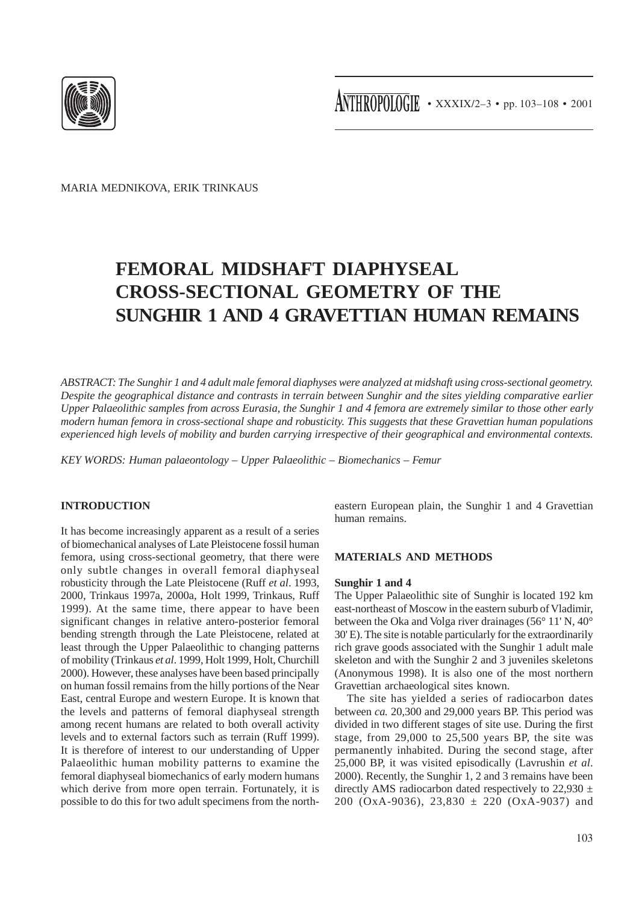MARIA MEDNIKOVA, ERIK TRINKAUS

# FEMORAL MIDSHAFT DIAPHYSEAL CROSS-SECTIONAL GEOMETRY OF THE SUNGHIR 1 AND 4 GRAVETTIAN HUMAN REMAINS

*ABSTRACT: The Sunghir 1 and 4 adult male femoral diaphyses were analyzed at midshaft using cross-sectional geometry. Despite the geographical distance and contrasts in terrain between Sunghir and the sites yielding comparative earlier Upper Palaeolithic samples from across Eurasia, the Sunghir 1 and 4 femora are extremely similar to those other early modern human femora in cross-sectional shape and robusticity. This suggests that these Gravettian human populations experienced high levels of mobility and burden carrying irrespective of their geographical and environmental contexts.*

*KEY WORDS: Human palaeontology – Upper Palaeolithic – Biomechanics – Femur*

## INTRODUCTION

It has become increasingly apparent as a result of a series of biomechanical analyses of Late Pleistocene fossil human femora, using cross-sectional geometry, that there were only subtle changes in overall femoral diaphyseal robusticity through the Late Pleistocene (Ruff *et al*. 1993, 2000, Trinkaus 1997a, 2000a, Holt 1999, Trinkaus, Ruff 1999). At the same time, there appear to have been significant changes in relative antero-posterior femoral bending strength through the Late Pleistocene, related at least through the Upper Palaeolithic to changing patterns of mobility (Trinkaus *et al*. 1999, Holt 1999, Holt, Churchill 2000). However, these analyses have been based principally on human fossil remains from the hilly portions of the Near East, central Europe and western Europe. It is known that the levels and patterns of femoral diaphyseal strength among recent humans are related to both overall activity levels and to external factors such as terrain (Ruff 1999). It is therefore of interest to our understanding of Upper Palaeolithic human mobility patterns to examine the femoral diaphyseal biomechanics of early modern humans which derive from more open terrain. Fortunately, it is possible to do this for two adult specimens from the north-eastern European plain, the Sunghir 1 and 4 Gravettian human remains.

## MATERIALS AND METHODS

### Sunghir 1 and 4

The Upper Palaeolithic site of Sunghir is located 192 km east-northeast of Moscow in the eastern suburb of Vladimir, between the Oka and Volga river drainages (56° 11' N, 40° 30' E). The site is notable particularly for the extraordinarily rich grave goods associated with the Sunghir 1 adult male skeleton and with the Sunghir 2 and 3 juveniles skeletons (Anonymous 1998). It is also one of the most northern Gravettian archaeological sites known.

The site has yielded a series of radiocarbon dates between *ca.* 20,300 and 29,000 years BP. This period was divided in two different stages of site use. During the first stage, from 29,000 to 25,500 years BP, the site was permanently inhabited. During the second stage, after 25,000 BP, it was visited episodically (Lavrushin *et al*. 2000). Recently, the Sunghir 1, 2 and 3 remains have been directly AMS radiocarbon dated respectively to 22,930 ± 200 (OxA-9036), 23,830 ± 220 (OxA-9037) and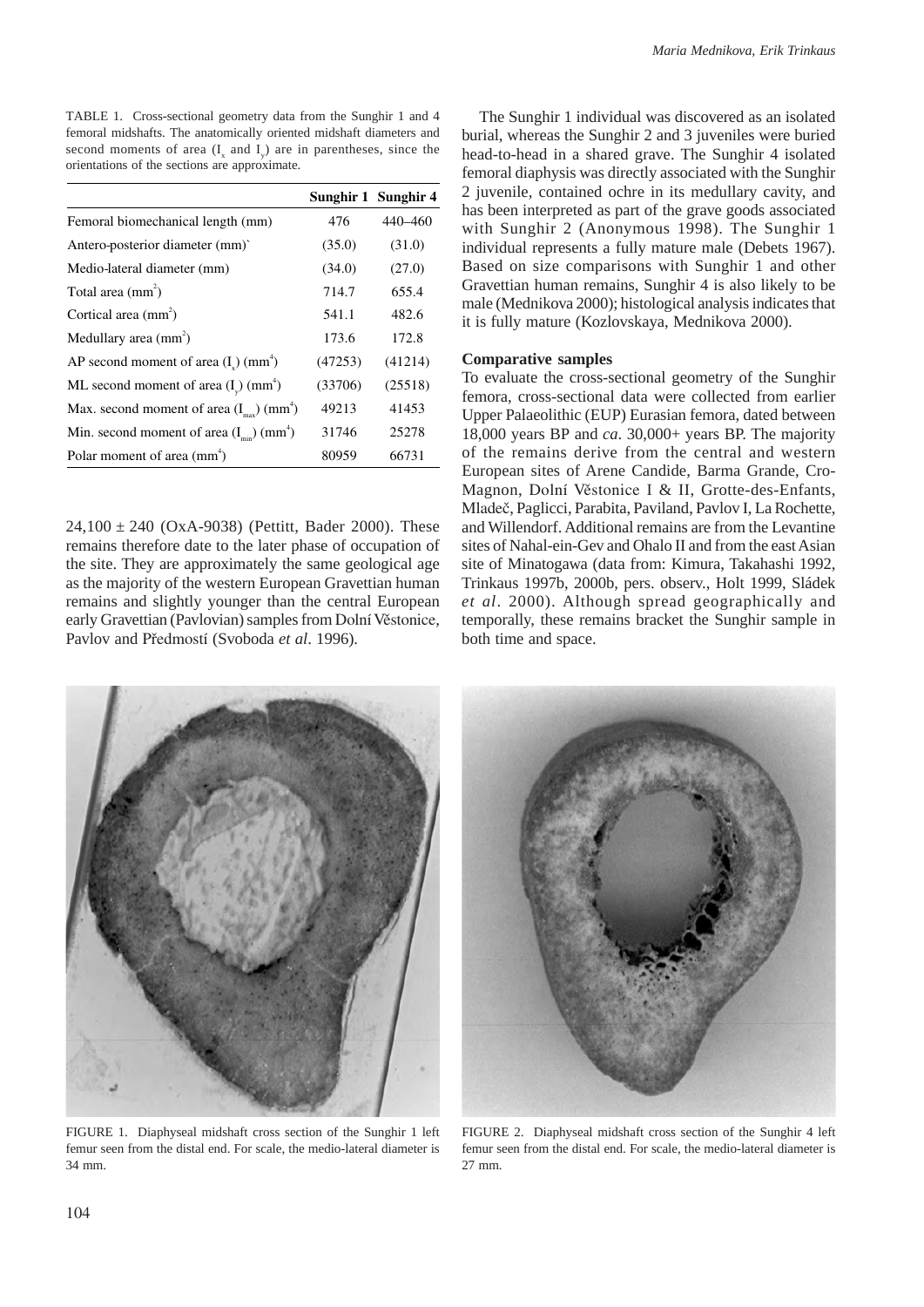TABLE 1. Cross-sectional geometry data from the Sunghir 1 and 4 femoral midshafts. The anatomically oriented midshaft diameters and second moments of area ($I_x$ and $I_y$) are in parentheses, since the orientations of the sections are approximate.

| | Sunghir 1 | Sunghir 4 |
|---|---|---|
| Femoral biomechanical length (mm) | 476 | 440–460 |
| Antero-posterior diameter (mm)` | (35.0) | (31.0) |
| Medio-lateral diameter (mm) | (34.0) | (27.0) |
| Total area ($mm^2$) | 714.7 | 655.4 |
| Cortical area ($mm^2$) | 541.1 | 482.6 |
| Medullary area ($mm^2$) | 173.6 | 172.8 |
| AP second moment of area ($I_x$) ($mm^4$) | (47253) | (41214) |
| ML second moment of area ($I_y$) ($mm^4$) | (33706) | (25518) |
| Max. second moment of area ($I_{max}$) ($mm^4$) | 49213 | 41453 |
| Min. second moment of area ($I_{min}$) ($mm^4$) | 31746 | 25278 |
| Polar moment of area ($mm^4$) | 80959 | 66731 |

24,100 ± 240 (OxA-9038) (Pettitt, Bader 2000). These remains therefore date to the later phase of occupation of the site. They are approximately the same geological age as the majority of the western European Gravettian human remains and slightly younger than the central European early Gravettian (Pavlovian) samples from Dolní Věstonice, Pavlov and Předmostí (Svoboda *et al*. 1996).

The Sunghir 1 individual was discovered as an isolated burial, whereas the Sunghir 2 and 3 juveniles were buried head-to-head in a shared grave. The Sunghir 4 isolated femoral diaphysis was directly associated with the Sunghir 2 juvenile, contained ochre in its medullary cavity, and has been interpreted as part of the grave goods associated with Sunghir 2 (Anonymous 1998). The Sunghir 1 individual represents a fully mature male (Debets 1967). Based on size comparisons with Sunghir 1 and other Gravettian human remains, Sunghir 4 is also likely to be male (Mednikova 2000); histological analysis indicates that it is fully mature (Kozlovskaya, Mednikova 2000).

**Comparative samples**

To evaluate the cross-sectional geometry of the Sunghir femora, cross-sectional data were collected from earlier Upper Palaeolithic (EUP) Eurasian femora, dated between 18,000 years BP and *ca*. 30,000+ years BP. The majority of the remains derive from the central and western European sites of Arene Candide, Barma Grande, Cro-Magnon, Dolní Věstonice I & II, Grotte-des-Enfants, Mladeč, Paglicci, Parabita, Paviland, Pavlov I, La Rochette, and Willendorf. Additional remains are from the Levantine sites of Nahal-ein-Gev and Ohalo II and from the east Asian site of Minatogawa (data from: Kimura, Takahashi 1992, Trinkaus 1997b, 2000b, pers. observ., Holt 1999, Sládek *et al*. 2000). Although spread geographically and temporally, these remains bracket the Sunghir sample in both time and space.

FIGURE 1. Diaphyseal midshaft cross section of the Sunghir 1 left femur seen from the distal end. For scale, the medio-lateral diameter is 34 mm.

FIGURE 2. Diaphyseal midshaft cross section of the Sunghir 4 left femur seen from the distal end. For scale, the medio-lateral diameter is 27 mm.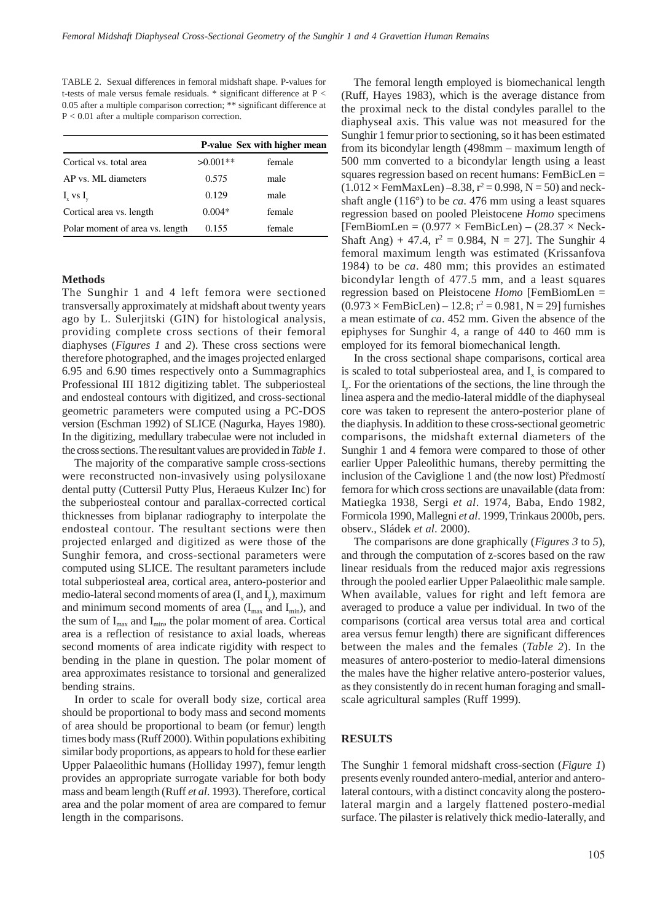TABLE 2. Sexual differences in femoral midshaft shape. P-values for t-tests of male versus female residuals. * significant difference at $P < 0.05$ after a multiple comparison correction; ** significant difference at $P < 0.01$ after a multiple comparison correction.

| | P-value | Sex with higher mean |
|---|---|---|
| Cortical vs. total area | >0.001** | female |
| AP vs. ML diameters | 0.575 | male |
| $I_x$ vs $I_y$ | 0.129 | male |
| Cortical area vs. length | 0.004* | female |
| Polar moment of area vs. length | 0.155 | female |

### Methods

The Sunghir 1 and 4 left femora were sectioned transversally approximately at midshaft about twenty years ago by L. Sulerjitski (GIN) for histological analysis, providing complete cross sections of their femoral diaphyses (*Figures 1* and *2*). These cross sections were therefore photographed, and the images projected enlarged 6.95 and 6.90 times respectively onto a Summagraphics Professional III 1812 digitizing tablet. The subperiosteal and endosteal contours with digitized, and cross-sectional geometric parameters were computed using a PC-DOS version (Eschman 1992) of SLICE (Nagurka, Hayes 1980). In the digitizing, medullary trabeculae were not included in the cross sections. The resultant values are provided in *Table 1*.

The majority of the comparative sample cross-sections were reconstructed non-invasively using polysiloxane dental putty (Cuttersil Putty Plus, Heraeus Kulzer Inc) for the subperiosteal contour and parallax-corrected cortical thicknesses from biplanar radiography to interpolate the endosteal contour. The resultant sections were then projected enlarged and digitized as were those of the Sunghir femora, and cross-sectional parameters were computed using SLICE. The resultant parameters include total subperiosteal area, cortical area, antero-posterior and medio-lateral second moments of area ($I_x$ and $I_y$), maximum and minimum second moments of area ($I_{max}$ and $I_{min}$), and the sum of $I_{max}$ and $I_{min}$, the polar moment of area. Cortical area is a reflection of resistance to axial loads, whereas second moments of area indicate rigidity with respect to bending in the plane in question. The polar moment of area approximates resistance to torsional and generalized bending strains.

In order to scale for overall body size, cortical area should be proportional to body mass and second moments of area should be proportional to beam (or femur) length times body mass (Ruff 2000). Within populations exhibiting similar body proportions, as appears to hold for these earlier Upper Palaeolithic humans (Holliday 1997), femur length provides an appropriate surrogate variable for both body mass and beam length (Ruff *et al*. 1993). Therefore, cortical area and the polar moment of area are compared to femur length in the comparisons.

The femoral length employed is biomechanical length (Ruff, Hayes 1983), which is the average distance from the proximal neck to the distal condyles parallel to the diaphyseal axis. This value was not measured for the Sunghir 1 femur prior to sectioning, so it has been estimated from its bicondylar length (498mm – maximum length of 500 mm converted to a bicondylar length using a least squares regression based on recent humans: FemBicLen = $(1.012 \times \text{FemMaxLen}) - 8.38$, $r^2 = 0.998$, N = 50) and neck-shaft angle (116°) to be *ca*. 476 mm using a least squares regression based on pooled Pleistocene *Homo* specimens [FemBiomLen = $(0.977 \times \text{FemBicLen}) - (28.37 \times \text{Neck-Shaft Ang}) + 47.4$, $r^2 = 0.984$, N = 27]. The Sunghir 4 femoral maximum length was estimated (Krissanfova 1984) to be *ca*. 480 mm; this provides an estimated bicondylar length of 477.5 mm, and a least squares regression based on Pleistocene *Homo* [FemBiomLen = $(0.973 \times \text{FemBicLen}) - 12.8$; $r^2 = 0.981$, N = 29] furnishes a mean estimate of *ca*. 452 mm. Given the absence of the epiphyses for Sunghir 4, a range of 440 to 460 mm is employed for its femoral biomechanical length.

In the cross sectional shape comparisons, cortical area is scaled to total subperiosteal area, and $I_x$ is compared to $I_y$. For the orientations of the sections, the line through the linea aspera and the medio-lateral middle of the diaphyseal core was taken to represent the antero-posterior plane of the diaphysis. In addition to these cross-sectional geometric comparisons, the midshaft external diameters of the Sunghir 1 and 4 femora were compared to those of other earlier Upper Paleolithic humans, thereby permitting the inclusion of the Caviglione 1 and (the now lost) Předmostí femora for which cross sections are unavailable (data from: Matiegka 1938, Sergi *et al*. 1974, Baba, Endo 1982, Formicola 1990, Mallegni *et al*. 1999, Trinkaus 2000b, pers. observ., Sládek *et al*. 2000).

The comparisons are done graphically (*Figures 3* to *5*), and through the computation of z-scores based on the raw linear residuals from the reduced major axis regressions through the pooled earlier Upper Palaeolithic male sample. When available, values for right and left femora are averaged to produce a value per individual. In two of the comparisons (cortical area versus total area and cortical area versus femur length) there are significant differences between the males and the females (*Table 2*). In the measures of antero-posterior to medio-lateral dimensions the males have the higher relative antero-posterior values, as they consistently do in recent human foraging and small-scale agricultural samples (Ruff 1999).

## RESULTS

The Sunghir 1 femoral midshaft cross-section (*Figure 1*) presents evenly rounded antero-medial, anterior and antero-lateral contours, with a distinct concavity along the postero-lateral margin and a largely flattened postero-medial surface. The pilaster is relatively thick medio-laterally, and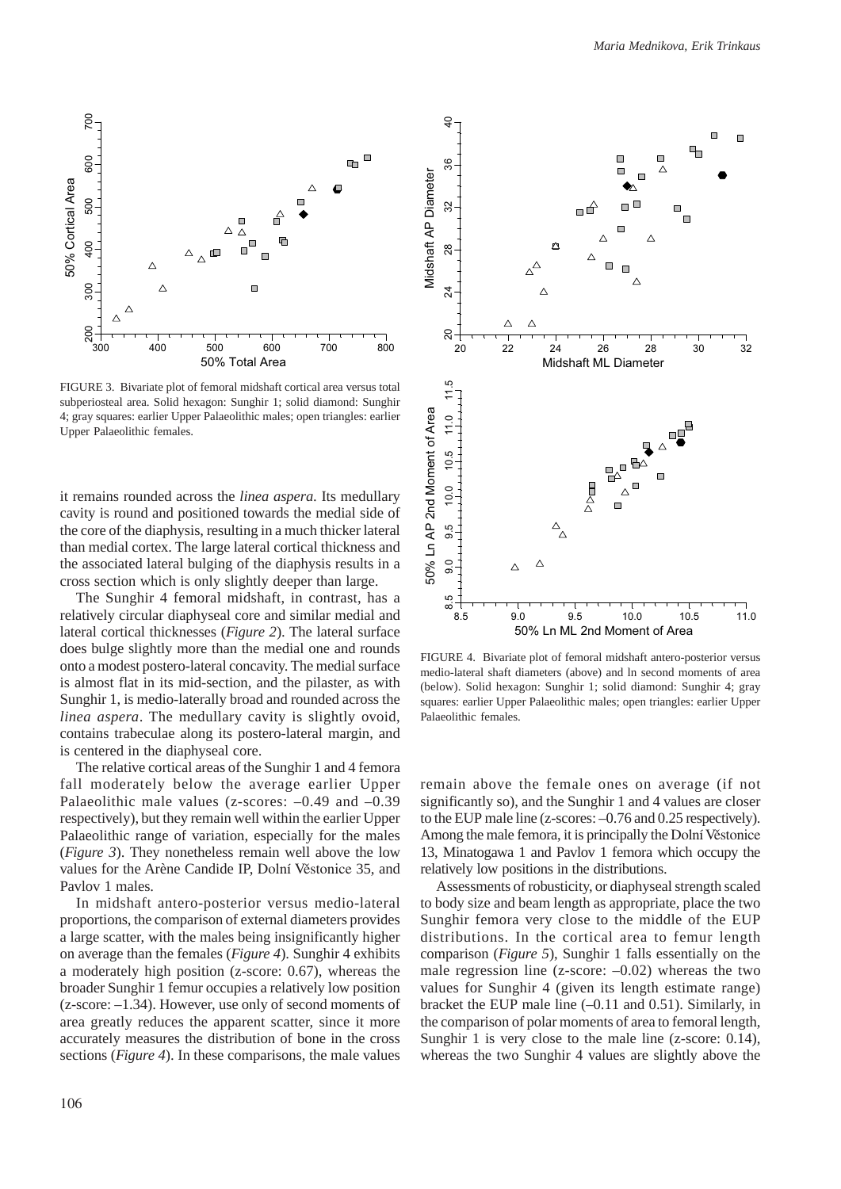FIGURE 3. Bivariate plot of femoral midshaft cortical area versus total subperiosteal area. Solid hexagon: Sunghir 1; solid diamond: Sunghir 4; gray squares: earlier Upper Palaeolithic males; open triangles: earlier Upper Palaeolithic females.

FIGURE 4. Bivariate plot of femoral midshaft antero-posterior versus medio-lateral shaft diameters (above) and ln second moments of area (below). Solid hexagon: Sunghir 1; solid diamond: Sunghir 4; gray squares: earlier Upper Palaeolithic males; open triangles: earlier Upper Palaeolithic females.

it remains rounded across the *linea aspera.* Its medullary cavity is round and positioned towards the medial side of the core of the diaphysis, resulting in a much thicker lateral than medial cortex. The large lateral cortical thickness and the associated lateral bulging of the diaphysis results in a cross section which is only slightly deeper than large.

The Sunghir 4 femoral midshaft, in contrast, has a relatively circular diaphyseal core and similar medial and lateral cortical thicknesses (*Figure 2*). The lateral surface does bulge slightly more than the medial one and rounds onto a modest postero-lateral concavity. The medial surface is almost flat in its mid-section, and the pilaster, as with Sunghir 1, is medio-laterally broad and rounded across the *linea aspera*. The medullary cavity is slightly ovoid, contains trabeculae along its postero-lateral margin, and is centered in the diaphyseal core.

The relative cortical areas of the Sunghir 1 and 4 femora fall moderately below the average earlier Upper Palaeolithic male values (z-scores: –0.49 and –0.39 respectively), but they remain well within the earlier Upper Palaeolithic range of variation, especially for the males (*Figure 3*). They nonetheless remain well above the low values for the Arène Candide IP, Dolní Věstonice 35, and Pavlov 1 males.

In midshaft antero-posterior versus medio-lateral proportions, the comparison of external diameters provides a large scatter, with the males being insignificantly higher on average than the females (*Figure 4*). Sunghir 4 exhibits a moderately high position (z-score: 0.67), whereas the broader Sunghir 1 femur occupies a relatively low position (z-score: –1.34). However, use only of second moments of area greatly reduces the apparent scatter, since it more accurately measures the distribution of bone in the cross sections (*Figure 4*). In these comparisons, the male values remain above the female ones on average (if not significantly so), and the Sunghir 1 and 4 values are closer to the EUP male line (z-scores: –0.76 and 0.25 respectively). Among the male femora, it is principally the Dolní Věstonice 13, Minatogawa 1 and Pavlov 1 femora which occupy the relatively low positions in the distributions.

Assessments of robusticity, or diaphyseal strength scaled to body size and beam length as appropriate, place the two Sunghir femora very close to the middle of the EUP distributions. In the cortical area to femur length comparison (*Figure 5*), Sunghir 1 falls essentially on the male regression line (z-score: –0.02) whereas the two values for Sunghir 4 (given its length estimate range) bracket the EUP male line (–0.11 and 0.51). Similarly, in the comparison of polar moments of area to femoral length, Sunghir 1 is very close to the male line (z-score: 0.14), whereas the two Sunghir 4 values are slightly above the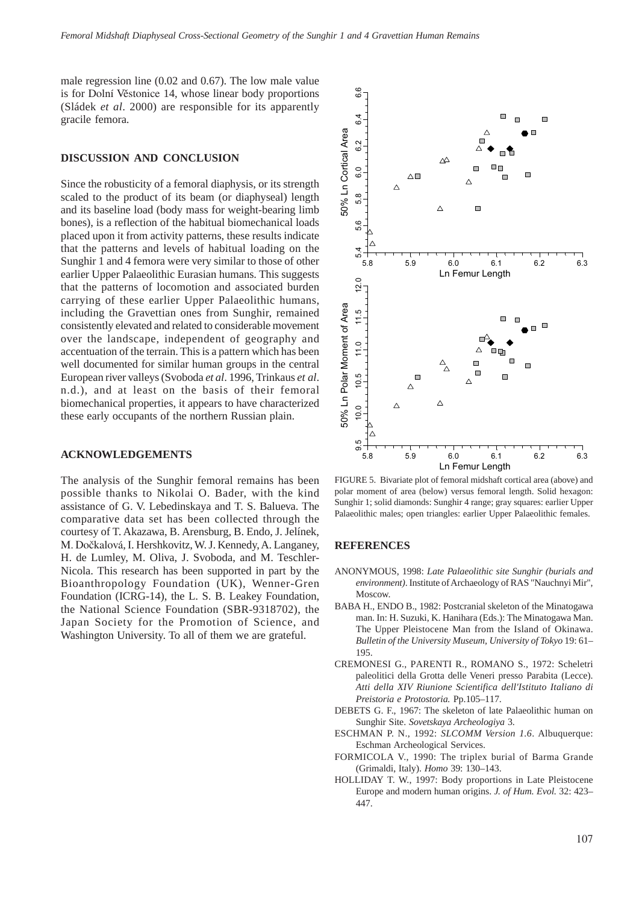male regression line (0.02 and 0.67). The low male value is for Dolní Věstonice 14, whose linear body proportions (Sládek *et al*. 2000) are responsible for its apparently gracile femora.

## DISCUSSION AND CONCLUSION

Since the robusticity of a femoral diaphysis, or its strength scaled to the product of its beam (or diaphyseal) length and its baseline load (body mass for weight-bearing limb bones), is a reflection of the habitual biomechanical loads placed upon it from activity patterns, these results indicate that the patterns and levels of habitual loading on the Sunghir 1 and 4 femora were very similar to those of other earlier Upper Palaeolithic Eurasian humans. This suggests that the patterns of locomotion and associated burden carrying of these earlier Upper Palaeolithic humans, including the Gravettian ones from Sunghir, remained consistently elevated and related to considerable movement over the landscape, independent of geography and accentuation of the terrain. This is a pattern which has been well documented for similar human groups in the central European river valleys (Svoboda *et al*. 1996, Trinkaus *et al*. n.d.), and at least on the basis of their femoral biomechanical properties, it appears to have characterized these early occupants of the northern Russian plain.

## ACKNOWLEDGEMENTS

The analysis of the Sunghir femoral remains has been possible thanks to Nikolai O. Bader, with the kind assistance of G. V. Lebedinskaya and T. S. Balueva. The comparative data set has been collected through the courtesy of T. Akazawa, B. Arensburg, B. Endo, J. Jelínek, M. Dočkalová, I. Hershkovitz, W. J. Kennedy, A. Langaney, H. de Lumley, M. Oliva, J. Svoboda, and M. Teschler-Nicola. This research has been supported in part by the Bioanthropology Foundation (UK), Wenner-Gren Foundation (ICRG-14), the L. S. B. Leakey Foundation, the National Science Foundation (SBR-9318702), the Japan Society for the Promotion of Science, and Washington University. To all of them we are grateful.

FIGURE 5. Bivariate plot of femoral midshaft cortical area (above) and polar moment of area (below) versus femoral length. Solid hexagon: Sunghir 1; solid diamonds: Sunghir 4 range; gray squares: earlier Upper Palaeolithic males; open triangles: earlier Upper Palaeolithic females.

## REFERENCES

ANONYMOUS, 1998: *Late Palaeolithic site Sunghir (burials and environment)*. Institute of Archaeology of RAS "Nauchnyi Mir", Moscow.

BABA H., ENDO B., 1982: Postcranial skeleton of the Minatogawa man. In: H. Suzuki, K. Hanihara (Eds.): The Minatogawa Man. The Upper Pleistocene Man from the Island of Okinawa. *Bulletin of the University Museum, University of Tokyo* 19: 61–195.

CREMONESI G., PARENTI R., ROMANO S., 1972: Scheletri paleolitici della Grotta delle Veneri presso Parabita (Lecce). *Atti della XIV Riunione Scientifica dell'Istituto Italiano di Preistoria e Protostoria.* Pp.105–117.

DEBETS G. F., 1967: The skeleton of late Palaeolithic human on Sunghir Site. *Sovetskaya Archeologiya* 3.

ESCHMAN P. N., 1992: *SLCOMM Version 1.6*. Albuquerque: Eschman Archeological Services.

FORMICOLA V., 1990: The triplex burial of Barma Grande (Grimaldi, Italy). *Homo* 39: 130–143.

HOLLIDAY T. W., 1997: Body proportions in Late Pleistocene Europe and modern human origins. *J. of Hum. Evol.* 32: 423–447.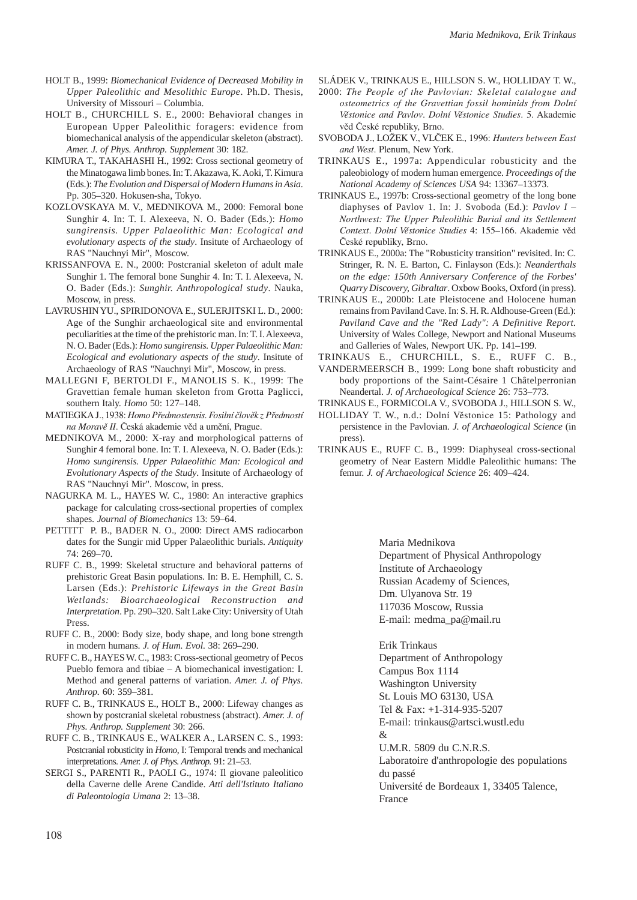HOLT B., 1999: *Biomechanical Evidence of Decreased Mobility in Upper Paleolithic and Mesolithic Europe*. Ph.D. Thesis, University of Missouri – Columbia.

HOLT B., CHURCHILL S. E., 2000: Behavioral changes in European Upper Paleolithic foragers: evidence from biomechanical analysis of the appendicular skeleton (abstract). *Amer. J. of Phys. Anthrop. Supplement* 30: 182.

KIMURA T., TAKAHASHI H., 1992: Cross sectional geometry of the Minatogawa limb bones. In: T. Akazawa, K. Aoki, T. Kimura (Eds.): *The Evolution and Dispersal of Modern Humans in Asia*. Pp. 305–320. Hokusen-sha, Tokyo.

KOZLOVSKAYA M. V., MEDNIKOVA M., 2000: Femoral bone Sunghir 4. In: T. I. Alexeeva, N. O. Bader (Eds.): *Homo sungirensis. Upper Palaeolithic Man: Ecological and evolutionary aspects of the study*. Insitute of Archaeology of RAS "Nauchnyi Mir", Moscow.

KRISSANFOVA E. N., 2000: Postcranial skeleton of adult male Sunghir 1. The femoral bone Sunghir 4. In: T. I. Alexeeva, N. O. Bader (Eds.): *Sunghir. Anthropological study*. Nauka, Moscow, in press.

LAVRUSHIN YU., SPIRIDONOVA E., SULERJITSKI L. D., 2000: Age of the Sunghir archaeological site and environmental peculiarities at the time of the prehistoric man. In: T. I. Alexeeva, N. O. Bader (Eds.): *Homo sungirensis. Upper Palaeolithic Man: Ecological and evolutionary aspects of the study*. Insitute of Archaeology of RAS "Nauchnyi Mir", Moscow, in press.

MALLEGNI F, BERTOLDI F., MANOLIS S. K., 1999: The Gravettian female human skeleton from Grotta Paglicci, southern Italy. *Homo* 50: 127–148.

MATIEGKA J., 1938: *Homo Předmostensis. Fosilní člověk z Předmostí na Moravě II*. Česká akademie věd a umění, Prague.

MEDNIKOVA M., 2000: X-ray and morphological patterns of Sunghir 4 femoral bone. In: T. I. Alexeeva, N. O. Bader (Eds.): *Homo sungirensis. Upper Palaeolithic Man: Ecological and Evolutionary Aspects of the Study*. Insitute of Archaeology of RAS "Nauchnyi Mir". Moscow, in press.

NAGURKA M. L., HAYES W. C., 1980: An interactive graphics package for calculating cross-sectional properties of complex shapes. *Journal of Biomechanics* 13: 59–64.

PETTITT P. B., BADER N. O., 2000: Direct AMS radiocarbon dates for the Sungir mid Upper Palaeolithic burials. *Antiquity* 74: 269–70.

RUFF C. B., 1999: Skeletal structure and behavioral patterns of prehistoric Great Basin populations. In: B. E. Hemphill, C. S. Larsen (Eds.): *Prehistoric Lifeways in the Great Basin Wetlands: Bioarchaeological Reconstruction and Interpretation*. Pp. 290–320. Salt Lake City: University of Utah Press.

RUFF C. B., 2000: Body size, body shape, and long bone strength in modern humans. *J. of Hum. Evol.* 38: 269–290.

RUFF C. B., HAYES W. C., 1983: Cross-sectional geometry of Pecos Pueblo femora and tibiae – A biomechanical investigation: I. Method and general patterns of variation. *Amer. J. of Phys. Anthrop.* 60: 359–381.

RUFF C. B., TRINKAUS E., HOLT B., 2000: Lifeway changes as shown by postcranial skeletal robustness (abstract). *Amer. J. of Phys. Anthrop. Supplement* 30: 266.

RUFF C. B., TRINKAUS E., WALKER A., LARSEN C. S., 1993: Postcranial robusticity in *Homo*, I: Temporal trends and mechanical interpretations. *Amer. J. of Phys. Anthrop.* 91: 21–53.

SERGI S., PARENTI R., PAOLI G., 1974: Il giovane paleolitico della Caverne delle Arene Candide. *Atti dell'Istituto Italiano di Paleontologia Umana* 2: 13–38.

SLÁDEK V., TRINKAUS E., HILLSON S. W., HOLLIDAY T. W., 2000: *The People of the Pavlovian: Skeletal catalogue and osteometrics of the Gravettian fossil hominids from Dolní Věstonice and Pavlov. Dolní Věstonice Studies*. 5. Akademie věd České republiky, Brno.

SVOBODA J., LOŽEK V., VLČEK E., 1996: *Hunters between East and West*. Plenum, New York.

TRINKAUS E., 1997a: Appendicular robusticity and the paleobiology of modern human emergence. *Proceedings of the National Academy of Sciences USA* 94: 13367–13373.

TRINKAUS E., 1997b: Cross-sectional geometry of the long bone diaphyses of Pavlov 1. In: J. Svoboda (Ed.): *Pavlov I – Northwest: The Upper Paleolithic Burial and its Settlement Context*. *Dolní Věstonice Studies* 4: 155–166. Akademie věd České republiky, Brno.

TRINKAUS E., 2000a: The "Robusticity transition" revisited. In: C. Stringer, R. N. E. Barton, C. Finlayson (Eds.): *Neanderthals on the edge: 150th Anniversary Conference of the Forbes' Quarry Discovery, Gibraltar*. Oxbow Books, Oxford (in press).

TRINKAUS E., 2000b: Late Pleistocene and Holocene human remains from Paviland Cave. In: S. H. R. Aldhouse-Green (Ed.): *Paviland Cave and the "Red Lady": A Definitive Report.* University of Wales College, Newport and National Museums and Galleries of Wales, Newport UK. Pp. 141–199.

TRINKAUS E., CHURCHILL, S. E., RUFF C. B., VANDERMEERSCH B., 1999: Long bone shaft robusticity and body proportions of the Saint-Césaire 1 Châtelperronian Neandertal. *J. of Archaeological Science* 26: 753–773.

TRINKAUS E., FORMICOLA V., SVOBODA J., HILLSON S. W., HOLLIDAY T. W., n.d.: Dolní Věstonice 15: Pathology and persistence in the Pavlovian. *J. of Archaeological Science* (in press).

TRINKAUS E., RUFF C. B., 1999: Diaphyseal cross-sectional geometry of Near Eastern Middle Paleolithic humans: The femur. *J. of Archaeological Science* 26: 409–424.

Maria Mednikova
Department of Physical Anthropology
Institute of Archaeology
Russian Academy of Sciences,
Dm. Ulyanova Str. 19
117036 Moscow, Russia
E-mail: medma_pa@mail.ru

Erik Trinkaus
Department of Anthropology
Campus Box 1114
Washington University
St. Louis MO 63130, USA
Tel & Fax: +1-314-935-5207
E-mail: trinkaus@artsci.wustl.edu
&
U.M.R. 5809 du C.N.R.S.
Laboratoire d'anthropologie des populations du passé
Université de Bordeaux 1, 33405 Talence, France